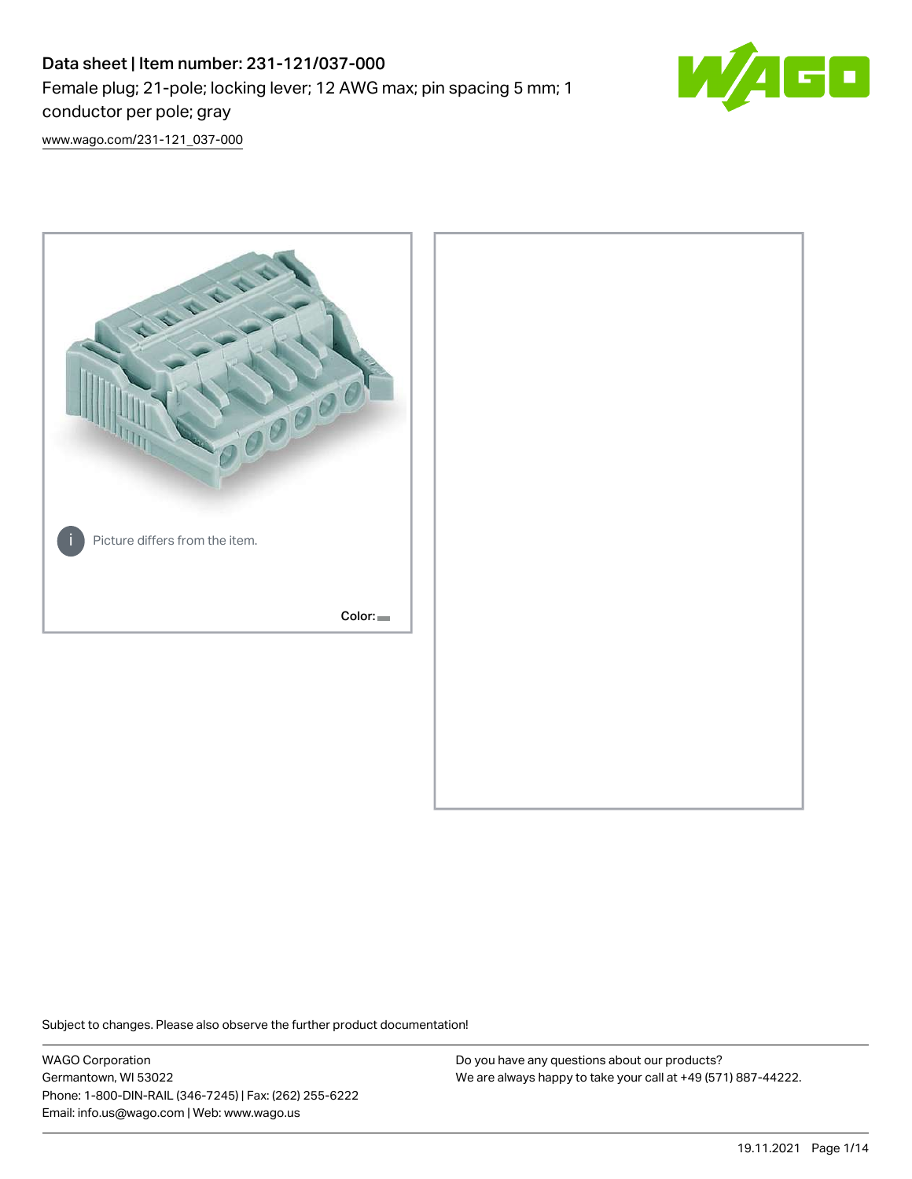# Data sheet | Item number: 231-121/037-000

Female plug; 21-pole; locking lever; 12 AWG max; pin spacing 5 mm; 1 conductor per pole; gray

www.wago.com/231-121_037-000

Picture differs from the item.

Color:

Subject to changes. Please also observe the further product documentation!

WAGO Corporation
Germantown, WI 53022
Phone: 1-800-DIN-RAIL (346-7245) | Fax: (262) 255-6222
Email: info.us@wago.com | Web: www.wago.us

Do you have any questions about our products?
We are always happy to take your call at +49 (571) 887-44222.

19.11.2021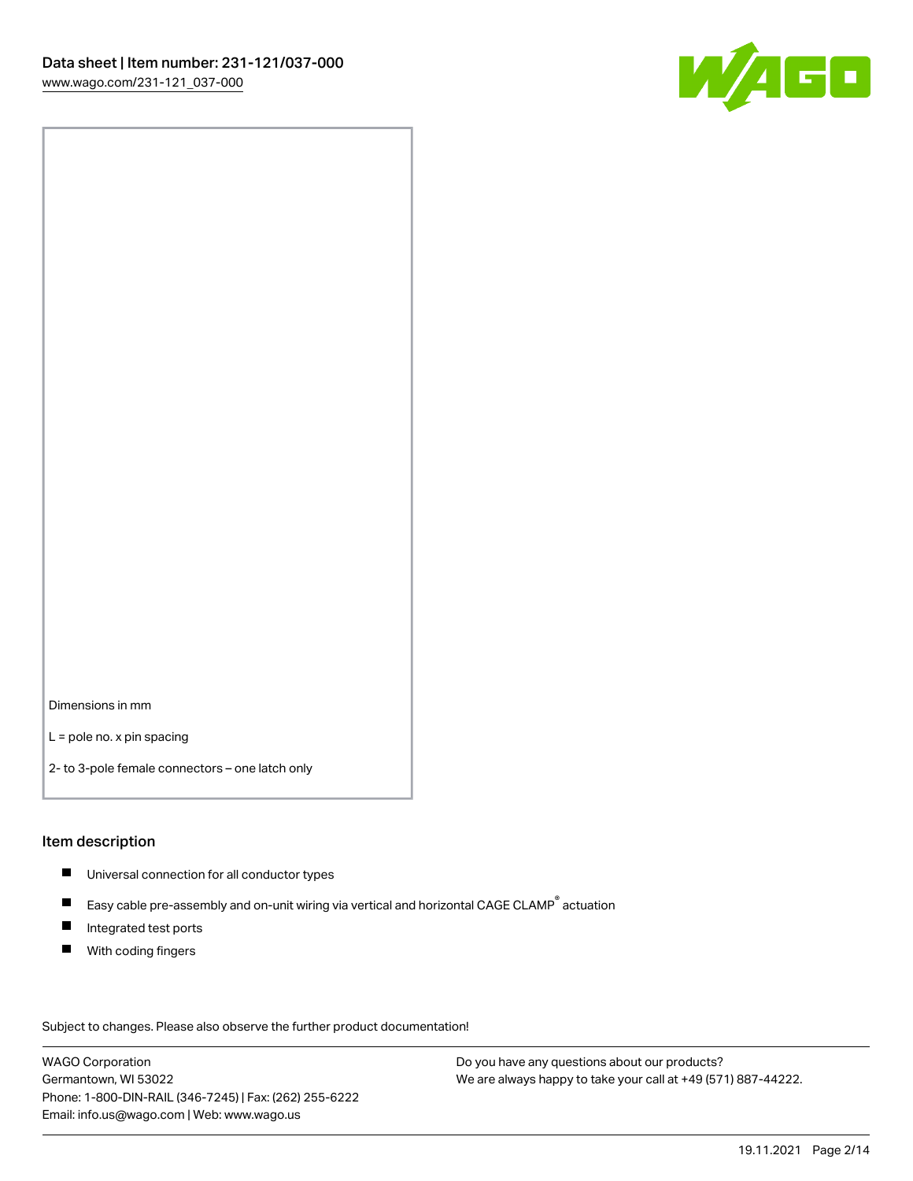Dimensions in mm

L = pole no. x pin spacing

2- to 3-pole female connectors – one latch only

## Item description

- Universal connection for all conductor types
- Easy cable pre-assembly and on-unit wiring via vertical and horizontal CAGE CLAMP® actuation
- Integrated test ports
- With coding fingers

Subject to changes. Please also observe the further product documentation!

WAGO Corporation
Germantown, WI 53022
Phone: 1-800-DIN-RAIL (346-7245) | Fax: (262) 255-6222
Email: info.us@wago.com | Web: www.wago.us

Do you have any questions about our products?
We are always happy to take your call at +49 (571) 887-44222.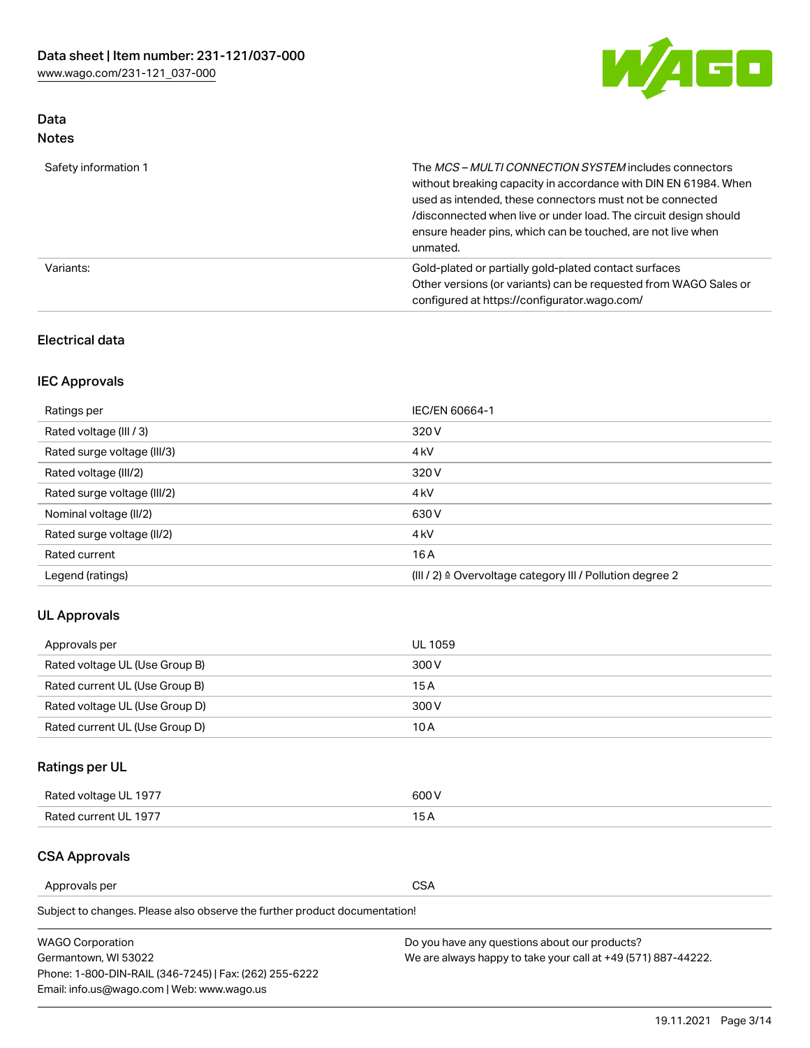## Data
### Notes

| | |
|---|---|
| Safety information 1 | The *MCS – MULTI CONNECTION SYSTEM* includes connectors without breaking capacity in accordance with DIN EN 61984. When used as intended, these connectors must not be connected /disconnected when live or under load. The circuit design should ensure header pins, which can be touched, are not live when unmated. |
| Variants: | Gold-plated or partially gold-plated contact surfaces<br>Other versions (or variants) can be requested from WAGO Sales or configured at https://configurator.wago.com/ |

### Electrical data

### IEC Approvals

| | |
|---|---|
| Ratings per | IEC/EN 60664-1 |
| Rated voltage (III / 3) | 320 V |
| Rated surge voltage (III/3) | 4 kV |
| Rated voltage (III/2) | 320 V |
| Rated surge voltage (III/2) | 4 kV |
| Nominal voltage (II/2) | 630 V |
| Rated surge voltage (II/2) | 4 kV |
| Rated current | 16 A |
| Legend (ratings) | (III / 2) ≙ Overvoltage category III / Pollution degree 2 |

### UL Approvals

| | |
|---|---|
| Approvals per | UL 1059 |
| Rated voltage UL (Use Group B) | 300 V |
| Rated current UL (Use Group B) | 15 A |
| Rated voltage UL (Use Group D) | 300 V |
| Rated current UL (Use Group D) | 10 A |

### Ratings per UL

| | |
|---|---|
| Rated voltage UL 1977 | 600 V |
| Rated current UL 1977 | 15 A |

### CSA Approvals

| | |
|---|---|
| Approvals per | CSA |

Subject to changes. Please also observe the further product documentation!

WAGO Corporation
Germantown, WI 53022
Phone: 1-800-DIN-RAIL (346-7245) | Fax: (262) 255-6222
Email: info.us@wago.com | Web: www.wago.us

Do you have any questions about our products?
We are always happy to take your call at +49 (571) 887-44222.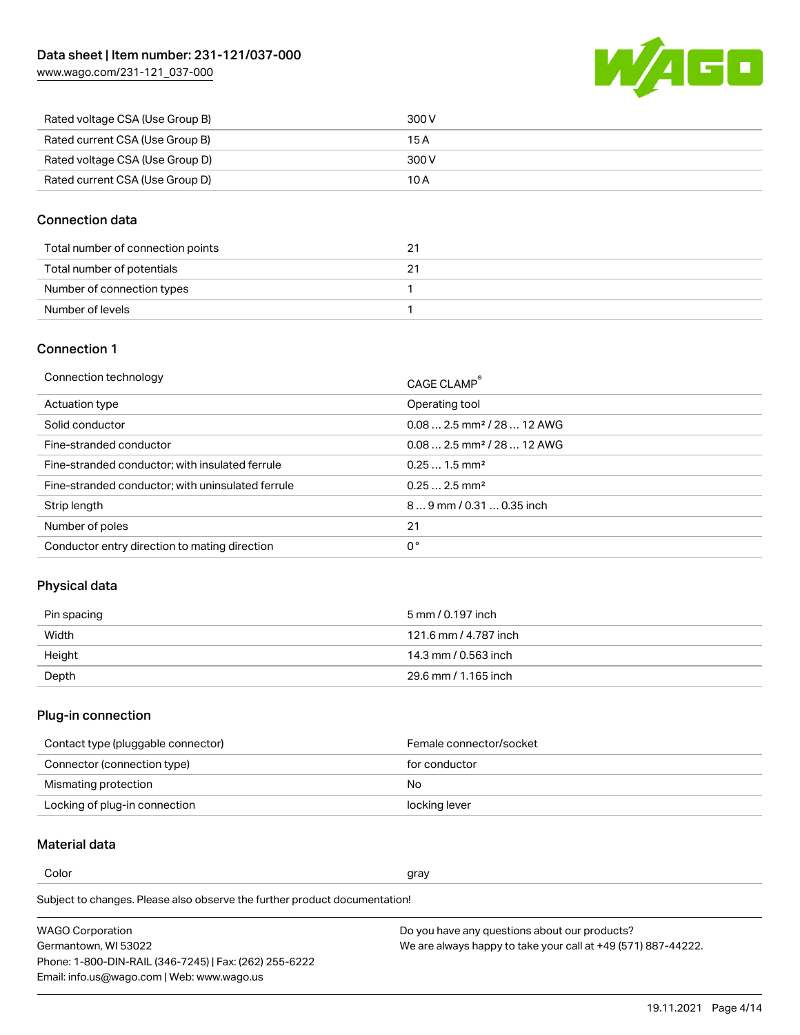| | |
|---|---|
| Rated voltage CSA (Use Group B) | 300 V |
| Rated current CSA (Use Group B) | 15 A |
| Rated voltage CSA (Use Group D) | 300 V |
| Rated current CSA (Use Group D) | 10 A |

## Connection data

| | |
|---|---|
| Total number of connection points | 21 |
| Total number of potentials | 21 |
| Number of connection types | 1 |
| Number of levels | 1 |

## Connection 1

| | |
|---|---|
| Connection technology | CAGE CLAMP® |
| Actuation type | Operating tool |
| Solid conductor | 0.08 … 2.5 mm² / 28 … 12 AWG |
| Fine-stranded conductor | 0.08 … 2.5 mm² / 28 … 12 AWG |
| Fine-stranded conductor; with insulated ferrule | 0.25 … 1.5 mm² |
| Fine-stranded conductor; with uninsulated ferrule | 0.25 … 2.5 mm² |
| Strip length | 8 … 9 mm / 0.31 … 0.35 inch |
| Number of poles | 21 |
| Conductor entry direction to mating direction | 0 ° |

## Physical data

| | |
|---|---|
| Pin spacing | 5 mm / 0.197 inch |
| Width | 121.6 mm / 4.787 inch |
| Height | 14.3 mm / 0.563 inch |
| Depth | 29.6 mm / 1.165 inch |

## Plug-in connection

| | |
|---|---|
| Contact type (pluggable connector) | Female connector/socket |
| Connector (connection type) | for conductor |
| Mismating protection | No |
| Locking of plug-in connection | locking lever |

## Material data

| | |
|---|---|
| Color | gray |

Subject to changes. Please also observe the further product documentation!

WAGO Corporation
Germantown, WI 53022
Phone: 1-800-DIN-RAIL (346-7245) | Fax: (262) 255-6222
Email: info.us@wago.com | Web: www.wago.us

Do you have any questions about our products?
We are always happy to take your call at +49 (571) 887-44222.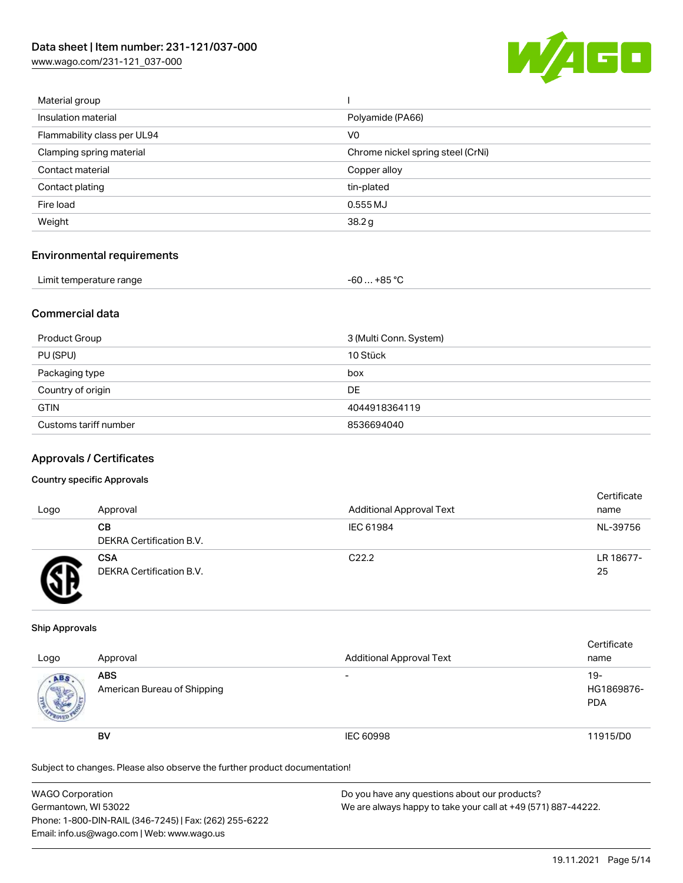| | |
|---|---|
| Material group | I |
| Insulation material | Polyamide (PA66) |
| Flammability class per UL94 | V0 |
| Clamping spring material | Chrome nickel spring steel (CrNi) |
| Contact material | Copper alloy |
| Contact plating | tin-plated |
| Fire load | 0.555 MJ |
| Weight | 38.2 g |

## Environmental requirements

| | |
|---|---|
| Limit temperature range | -60 … +85 °C |

## Commercial data

| | |
|---|---|
| Product Group | 3 (Multi Conn. System) |
| PU (SPU) | 10 Stück |
| Packaging type | box |
| Country of origin | DE |
| GTIN | 4044918364119 |
| Customs tariff number | 8536694040 |

## Approvals / Certificates

### Country specific Approvals

| Logo | Approval | Additional Approval Text | Certificate name |
|---|---|---|---|
| | **CB** DEKRA Certification B.V. | IEC 61984 | NL-39756 |
| | **CSA** DEKRA Certification B.V. | C22.2 | LR 18677-25 |

### Ship Approvals

| Logo | Approval | Additional Approval Text | Certificate name |
|---|---|---|---|
| | **ABS** American Bureau of Shipping | - | 19-HG1869876-PDA |
| | **BV** | IEC 60998 | 11915/D0 |

Subject to changes. Please also observe the further product documentation!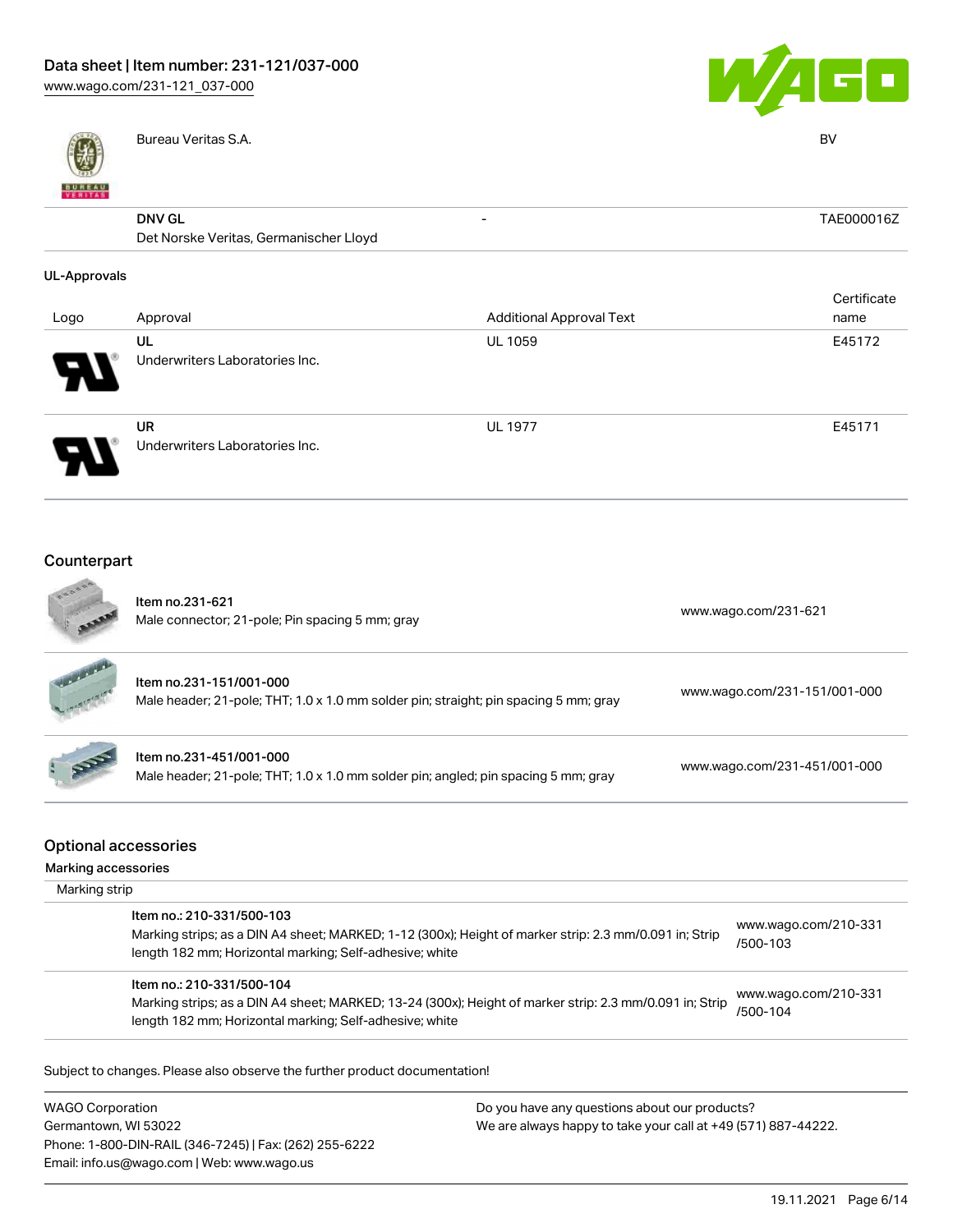| | | | |
|---|---|---|---|
| | Bureau Veritas S.A. | | BV |
| | **DNV GL** Det Norske Veritas, Germanischer Lloyd | - | TAE000016Z |

### UL-Approvals

| Logo | Approval | Additional Approval Text | Certificate name |
|---|---|---|---|
| | UL Underwriters Laboratories Inc. | UL 1059 | E45172 |
| | UR Underwriters Laboratories Inc. | UL 1977 | E45171 |

## Counterpart

| | | |
|---|---|---|
| | Item no.231-621 Male connector; 21-pole; Pin spacing 5 mm; gray | www.wago.com/231-621 |
| | Item no.231-151/001-000 Male header; 21-pole; THT; 1.0 x 1.0 mm solder pin; straight; pin spacing 5 mm; gray | www.wago.com/231-151/001-000 |
| | Item no.231-451/001-000 Male header; 21-pole; THT; 1.0 x 1.0 mm solder pin; angled; pin spacing 5 mm; gray | www.wago.com/231-451/001-000 |

## Optional accessories

### Marking accessories

Marking strip

| | | |
|---|---|---|
| | Item no.: 210-331/500-103 Marking strips; as a DIN A4 sheet; MARKED; 1-12 (300x); Height of marker strip: 2.3 mm/0.091 in; Strip length 182 mm; Horizontal marking; Self-adhesive; white | www.wago.com/210-331/500-103 |
| | Item no.: 210-331/500-104 Marking strips; as a DIN A4 sheet; MARKED; 13-24 (300x); Height of marker strip: 2.3 mm/0.091 in; Strip length 182 mm; Horizontal marking; Self-adhesive; white | www.wago.com/210-331/500-104 |

Subject to changes. Please also observe the further product documentation!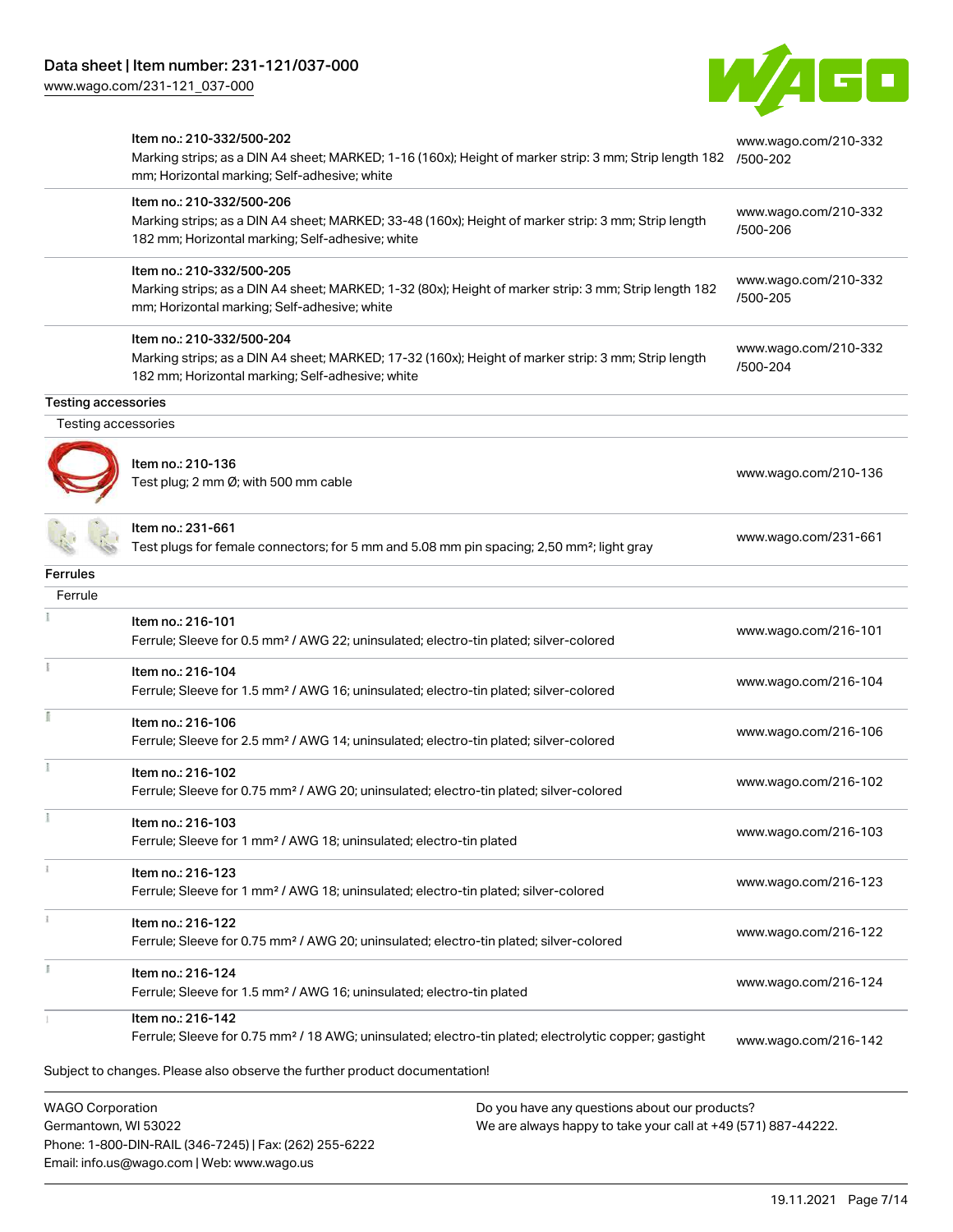| | | |
|---|---|---|
| | Item no.: 210-332/500-202<br>Marking strips; as a DIN A4 sheet; MARKED; 1-16 (160x); Height of marker strip: 3 mm; Strip length 182 mm; Horizontal marking; Self-adhesive; white | www.wago.com/210-332/500-202 |
| | Item no.: 210-332/500-206<br>Marking strips; as a DIN A4 sheet; MARKED; 33-48 (160x); Height of marker strip: 3 mm; Strip length 182 mm; Horizontal marking; Self-adhesive; white | www.wago.com/210-332/500-206 |
| | Item no.: 210-332/500-205<br>Marking strips; as a DIN A4 sheet; MARKED; 1-32 (80x); Height of marker strip: 3 mm; Strip length 182 mm; Horizontal marking; Self-adhesive; white | www.wago.com/210-332/500-205 |
| | Item no.: 210-332/500-204<br>Marking strips; as a DIN A4 sheet; MARKED; 17-32 (160x); Height of marker strip: 3 mm; Strip length 182 mm; Horizontal marking; Self-adhesive; white | www.wago.com/210-332/500-204 |

**Testing accessories**

Testing accessories

| | | |
|---|---|---|
| | Item no.: 210-136<br>Test plug; 2 mm Ø; with 500 mm cable | www.wago.com/210-136 |
| | Item no.: 231-661<br>Test plugs for female connectors; for 5 mm and 5.08 mm pin spacing; 2,50 mm²; light gray | www.wago.com/231-661 |

**Ferrules**

Ferrule

| | | |
|---|---|---|
| | Item no.: 216-101<br>Ferrule; Sleeve for 0.5 mm² / AWG 22; uninsulated; electro-tin plated; silver-colored | www.wago.com/216-101 |
| | Item no.: 216-104<br>Ferrule; Sleeve for 1.5 mm² / AWG 16; uninsulated; electro-tin plated; silver-colored | www.wago.com/216-104 |
| | Item no.: 216-106<br>Ferrule; Sleeve for 2.5 mm² / AWG 14; uninsulated; electro-tin plated; silver-colored | www.wago.com/216-106 |
| | Item no.: 216-102<br>Ferrule; Sleeve for 0.75 mm² / AWG 20; uninsulated; electro-tin plated; silver-colored | www.wago.com/216-102 |
| | Item no.: 216-103<br>Ferrule; Sleeve for 1 mm² / AWG 18; uninsulated; electro-tin plated | www.wago.com/216-103 |
| | Item no.: 216-123<br>Ferrule; Sleeve for 1 mm² / AWG 18; uninsulated; electro-tin plated; silver-colored | www.wago.com/216-123 |
| | Item no.: 216-122<br>Ferrule; Sleeve for 0.75 mm² / AWG 20; uninsulated; electro-tin plated; silver-colored | www.wago.com/216-122 |
| | Item no.: 216-124<br>Ferrule; Sleeve for 1.5 mm² / AWG 16; uninsulated; electro-tin plated | www.wago.com/216-124 |
| | Item no.: 216-142<br>Ferrule; Sleeve for 0.75 mm² / 18 AWG; uninsulated; electro-tin plated; electrolytic copper; gastight | www.wago.com/216-142 |

Subject to changes. Please also observe the further product documentation!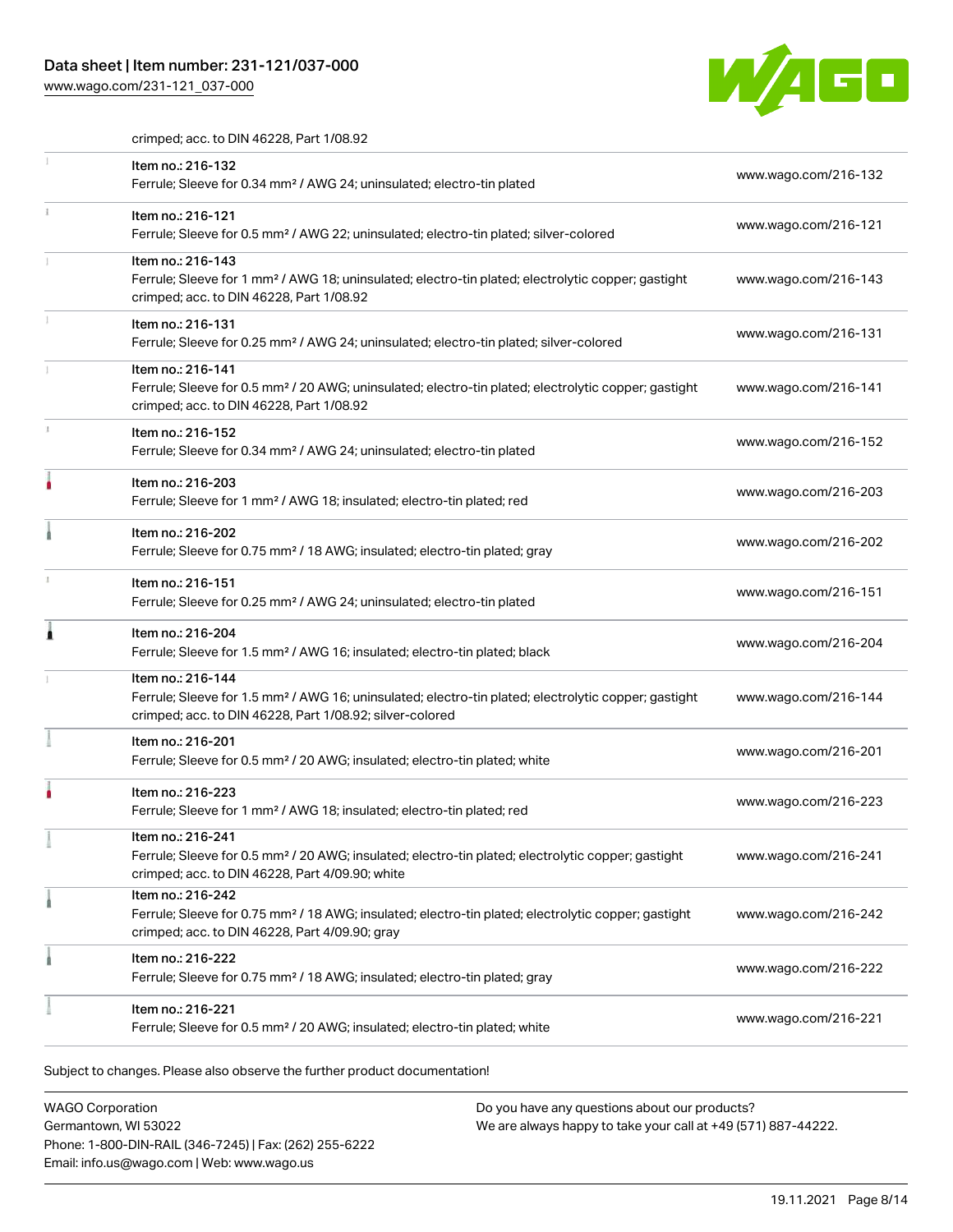crimped; acc. to DIN 46228, Part 1/08.92

| | | |
|---|---|---|
| | Item no.: 216-132<br>Ferrule; Sleeve for 0.34 mm² / AWG 24; uninsulated; electro-tin plated | www.wago.com/216-132 |
| | Item no.: 216-121<br>Ferrule; Sleeve for 0.5 mm² / AWG 22; uninsulated; electro-tin plated; silver-colored | www.wago.com/216-121 |
| | Item no.: 216-143<br>Ferrule; Sleeve for 1 mm² / AWG 18; uninsulated; electro-tin plated; electrolytic copper; gastight crimped; acc. to DIN 46228, Part 1/08.92 | www.wago.com/216-143 |
| | Item no.: 216-131<br>Ferrule; Sleeve for 0.25 mm² / AWG 24; uninsulated; electro-tin plated; silver-colored | www.wago.com/216-131 |
| | Item no.: 216-141<br>Ferrule; Sleeve for 0.5 mm² / 20 AWG; uninsulated; electro-tin plated; electrolytic copper; gastight crimped; acc. to DIN 46228, Part 1/08.92 | www.wago.com/216-141 |
| | Item no.: 216-152<br>Ferrule; Sleeve for 0.34 mm² / AWG 24; uninsulated; electro-tin plated | www.wago.com/216-152 |
| | Item no.: 216-203<br>Ferrule; Sleeve for 1 mm² / AWG 18; insulated; electro-tin plated; red | www.wago.com/216-203 |
| | Item no.: 216-202<br>Ferrule; Sleeve for 0.75 mm² / 18 AWG; insulated; electro-tin plated; gray | www.wago.com/216-202 |
| | Item no.: 216-151<br>Ferrule; Sleeve for 0.25 mm² / AWG 24; uninsulated; electro-tin plated | www.wago.com/216-151 |
| | Item no.: 216-204<br>Ferrule; Sleeve for 1.5 mm² / AWG 16; insulated; electro-tin plated; black | www.wago.com/216-204 |
| | Item no.: 216-144<br>Ferrule; Sleeve for 1.5 mm² / AWG 16; uninsulated; electro-tin plated; electrolytic copper; gastight crimped; acc. to DIN 46228, Part 1/08.92; silver-colored | www.wago.com/216-144 |
| | Item no.: 216-201<br>Ferrule; Sleeve for 0.5 mm² / 20 AWG; insulated; electro-tin plated; white | www.wago.com/216-201 |
| | Item no.: 216-223<br>Ferrule; Sleeve for 1 mm² / AWG 18; insulated; electro-tin plated; red | www.wago.com/216-223 |
| | Item no.: 216-241<br>Ferrule; Sleeve for 0.5 mm² / 20 AWG; insulated; electro-tin plated; electrolytic copper; gastight crimped; acc. to DIN 46228, Part 4/09.90; white | www.wago.com/216-241 |
| | Item no.: 216-242<br>Ferrule; Sleeve for 0.75 mm² / 18 AWG; insulated; electro-tin plated; electrolytic copper; gastight crimped; acc. to DIN 46228, Part 4/09.90; gray | www.wago.com/216-242 |
| | Item no.: 216-222<br>Ferrule; Sleeve for 0.75 mm² / 18 AWG; insulated; electro-tin plated; gray | www.wago.com/216-222 |
| | Item no.: 216-221<br>Ferrule; Sleeve for 0.5 mm² / 20 AWG; insulated; electro-tin plated; white | www.wago.com/216-221 |

Subject to changes. Please also observe the further product documentation!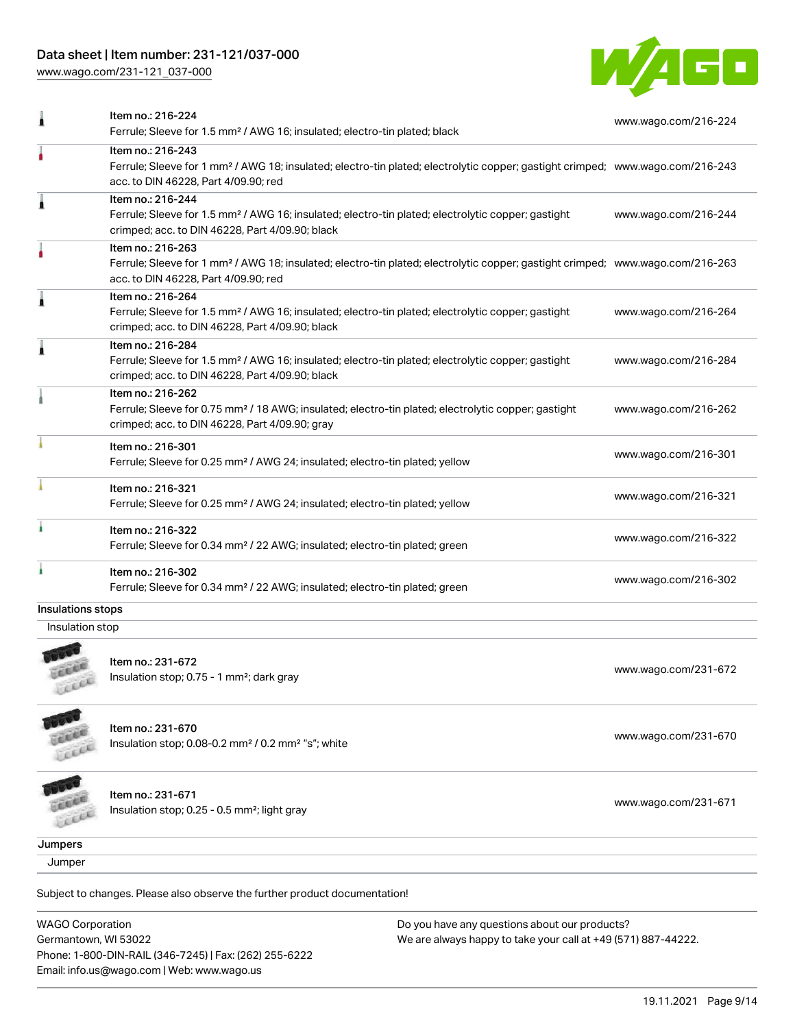| | | |
|---|---|---|
| | Item no.: 216-224<br>Ferrule; Sleeve for 1.5 mm² / AWG 16; insulated; electro-tin plated; black | www.wago.com/216-224 |
| | Item no.: 216-243<br>Ferrule; Sleeve for 1 mm² / AWG 18; insulated; electro-tin plated; electrolytic copper; gastight crimped; acc. to DIN 46228, Part 4/09.90; red | www.wago.com/216-243 |
| | Item no.: 216-244<br>Ferrule; Sleeve for 1.5 mm² / AWG 16; insulated; electro-tin plated; electrolytic copper; gastight crimped; acc. to DIN 46228, Part 4/09.90; black | www.wago.com/216-244 |
| | Item no.: 216-263<br>Ferrule; Sleeve for 1 mm² / AWG 18; insulated; electro-tin plated; electrolytic copper; gastight crimped; acc. to DIN 46228, Part 4/09.90; red | www.wago.com/216-263 |
| | Item no.: 216-264<br>Ferrule; Sleeve for 1.5 mm² / AWG 16; insulated; electro-tin plated; electrolytic copper; gastight crimped; acc. to DIN 46228, Part 4/09.90; black | www.wago.com/216-264 |
| | Item no.: 216-284<br>Ferrule; Sleeve for 1.5 mm² / AWG 16; insulated; electro-tin plated; electrolytic copper; gastight crimped; acc. to DIN 46228, Part 4/09.90; black | www.wago.com/216-284 |
| | Item no.: 216-262<br>Ferrule; Sleeve for 0.75 mm² / 18 AWG; insulated; electro-tin plated; electrolytic copper; gastight crimped; acc. to DIN 46228, Part 4/09.90; gray | www.wago.com/216-262 |
| | Item no.: 216-301<br>Ferrule; Sleeve for 0.25 mm² / AWG 24; insulated; electro-tin plated; yellow | www.wago.com/216-301 |
| | Item no.: 216-321<br>Ferrule; Sleeve for 0.25 mm² / AWG 24; insulated; electro-tin plated; yellow | www.wago.com/216-321 |
| | Item no.: 216-322<br>Ferrule; Sleeve for 0.34 mm² / 22 AWG; insulated; electro-tin plated; green | www.wago.com/216-322 |
| | Item no.: 216-302<br>Ferrule; Sleeve for 0.34 mm² / 22 AWG; insulated; electro-tin plated; green | www.wago.com/216-302 |

**Insulations stops**

Insulation stop

| | | |
|---|---|---|
| | Item no.: 231-672<br>Insulation stop; 0.75 - 1 mm²; dark gray | www.wago.com/231-672 |
| | Item no.: 231-670<br>Insulation stop; 0.08-0.2 mm² / 0.2 mm² "s"; white | www.wago.com/231-670 |
| | Item no.: 231-671<br>Insulation stop; 0.25 - 0.5 mm²; light gray | www.wago.com/231-671 |

**Jumpers**

Jumper

Subject to changes. Please also observe the further product documentation!

WAGO Corporation
Germantown, WI 53022
Phone: 1-800-DIN-RAIL (346-7245) | Fax: (262) 255-6222
Email: info.us@wago.com | Web: www.wago.us

Do you have any questions about our products?
We are always happy to take your call at +49 (571) 887-44222.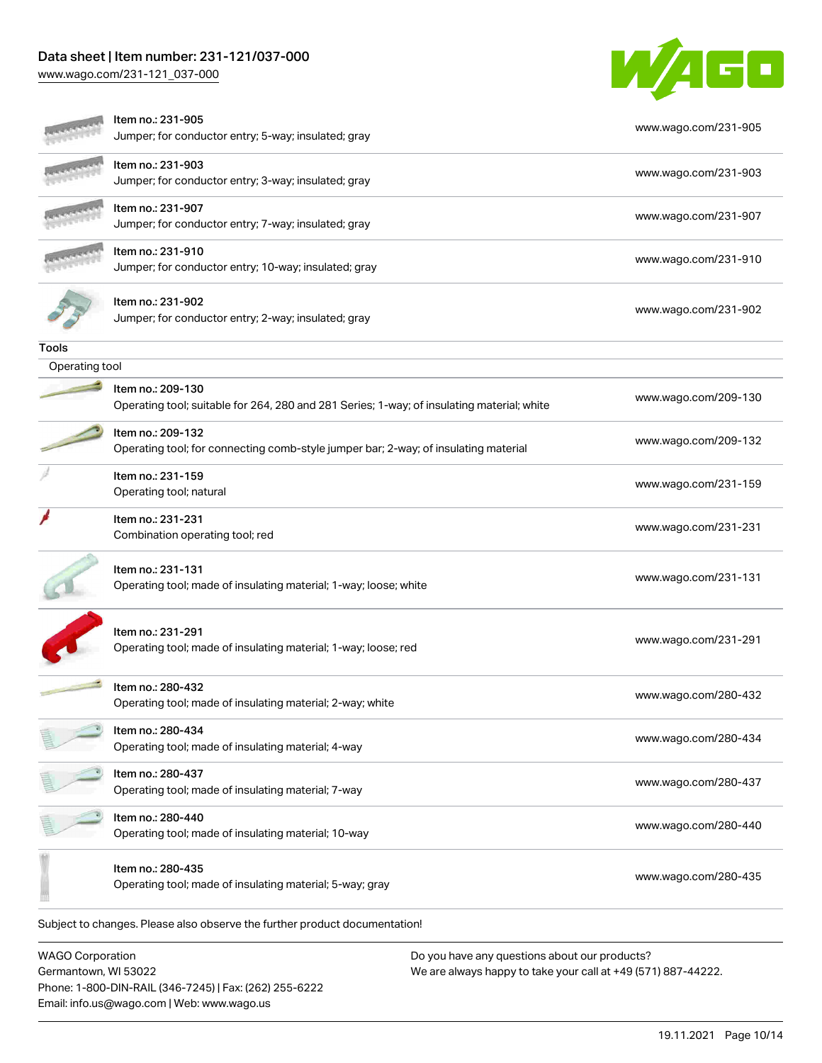| | | |
|---|---|---|
| | Item no.: 231-905<br>Jumper; for conductor entry; 5-way; insulated; gray | www.wago.com/231-905 |
| | Item no.: 231-903<br>Jumper; for conductor entry; 3-way; insulated; gray | www.wago.com/231-903 |
| | Item no.: 231-907<br>Jumper; for conductor entry; 7-way; insulated; gray | www.wago.com/231-907 |
| | Item no.: 231-910<br>Jumper; for conductor entry; 10-way; insulated; gray | www.wago.com/231-910 |
| | Item no.: 231-902<br>Jumper; for conductor entry; 2-way; insulated; gray | www.wago.com/231-902 |

## Tools

### Operating tool

| | | |
|---|---|---|
| | Item no.: 209-130<br>Operating tool; suitable for 264, 280 and 281 Series; 1-way; of insulating material; white | www.wago.com/209-130 |
| | Item no.: 209-132<br>Operating tool; for connecting comb-style jumper bar; 2-way; of insulating material | www.wago.com/209-132 |
| | Item no.: 231-159<br>Operating tool; natural | www.wago.com/231-159 |
| | Item no.: 231-231<br>Combination operating tool; red | www.wago.com/231-231 |
| | Item no.: 231-131<br>Operating tool; made of insulating material; 1-way; loose; white | www.wago.com/231-131 |
| | Item no.: 231-291<br>Operating tool; made of insulating material; 1-way; loose; red | www.wago.com/231-291 |
| | Item no.: 280-432<br>Operating tool; made of insulating material; 2-way; white | www.wago.com/280-432 |
| | Item no.: 280-434<br>Operating tool; made of insulating material; 4-way | www.wago.com/280-434 |
| | Item no.: 280-437<br>Operating tool; made of insulating material; 7-way | www.wago.com/280-437 |
| | Item no.: 280-440<br>Operating tool; made of insulating material; 10-way | www.wago.com/280-440 |
| | Item no.: 280-435<br>Operating tool; made of insulating material; 5-way; gray | www.wago.com/280-435 |

Subject to changes. Please also observe the further product documentation!

WAGO Corporation
Germantown, WI 53022
Phone: 1-800-DIN-RAIL (346-7245) | Fax: (262) 255-6222
Email: info.us@wago.com | Web: www.wago.us

Do you have any questions about our products?
We are always happy to take your call at +49 (571) 887-44222.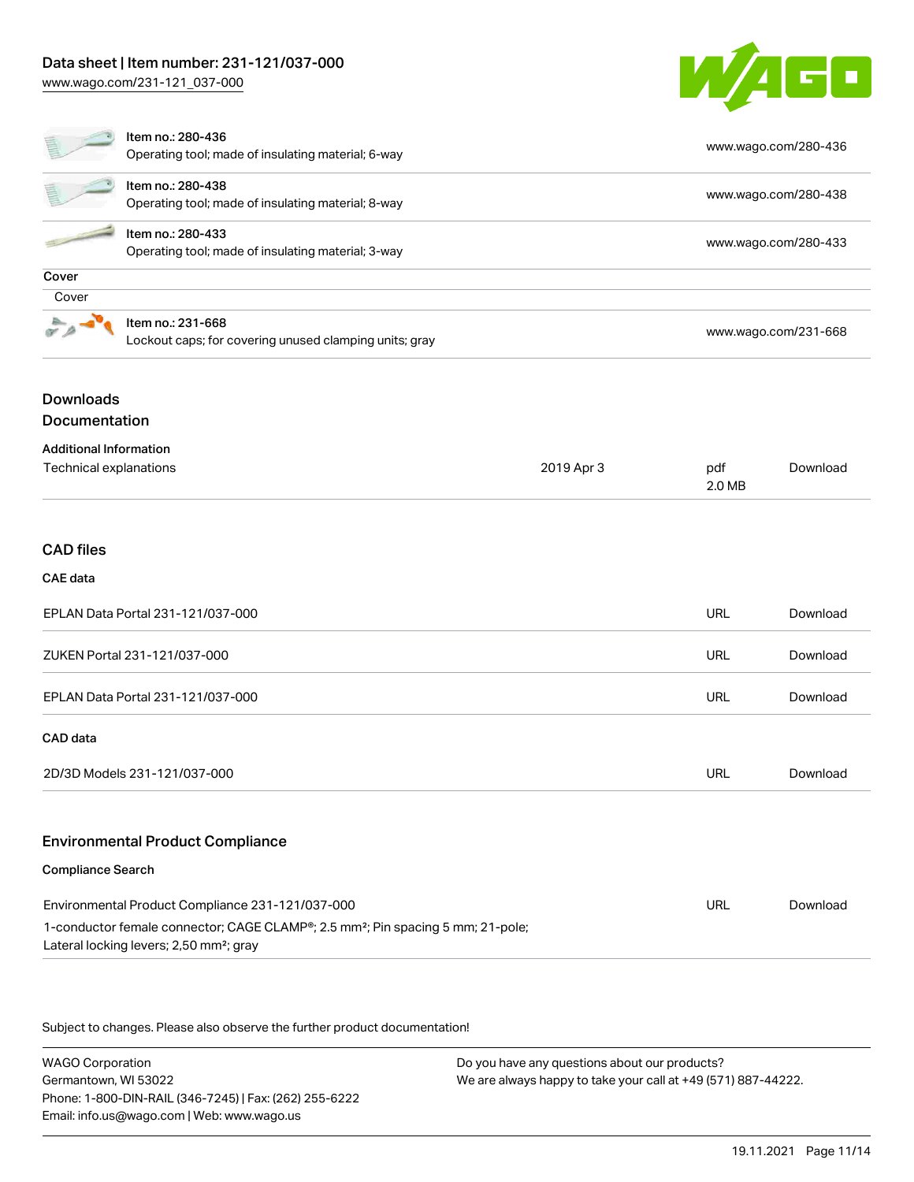| Item | Description | URL |
| --- | --- | --- |
| | Item no.: 280-436<br>Operating tool; made of insulating material; 6-way | www.wago.com/280-436 |
| | Item no.: 280-438<br>Operating tool; made of insulating material; 8-way | www.wago.com/280-438 |
| | Item no.: 280-433<br>Operating tool; made of insulating material; 3-way | www.wago.com/280-433 |

**Cover**

Cover

| Item | Description | URL |
| --- | --- | --- |
| | Item no.: 231-668<br>Lockout caps; for covering unused clamping units; gray | www.wago.com/231-668 |

## Downloads

### Documentation

**Additional Information**

| | | | |
| --- | --- | --- | --- |
| Technical explanations | 2019 Apr 3 | pdf<br>2.0 MB | Download |

### CAD files

**CAE data**

| | | |
| --- | --- | --- |
| EPLAN Data Portal 231-121/037-000 | URL | Download |
| ZUKEN Portal 231-121/037-000 | URL | Download |
| EPLAN Data Portal 231-121/037-000 | URL | Download |

**CAD data**

| | | |
| --- | --- | --- |
| 2D/3D Models 231-121/037-000 | URL | Download |

### Environmental Product Compliance

**Compliance Search**

| | | |
| --- | --- | --- |
| Environmental Product Compliance 231-121/037-000<br>1-conductor female connector; CAGE CLAMP®; 2.5 mm²; Pin spacing 5 mm; 21-pole; Lateral locking levers; 2,50 mm²; gray | URL | Download |

Subject to changes. Please also observe the further product documentation!

WAGO Corporation
Germantown, WI 53022
Phone: 1-800-DIN-RAIL (346-7245) | Fax: (262) 255-6222
Email: info.us@wago.com | Web: www.wago.us

Do you have any questions about our products?
We are always happy to take your call at +49 (571) 887-44222.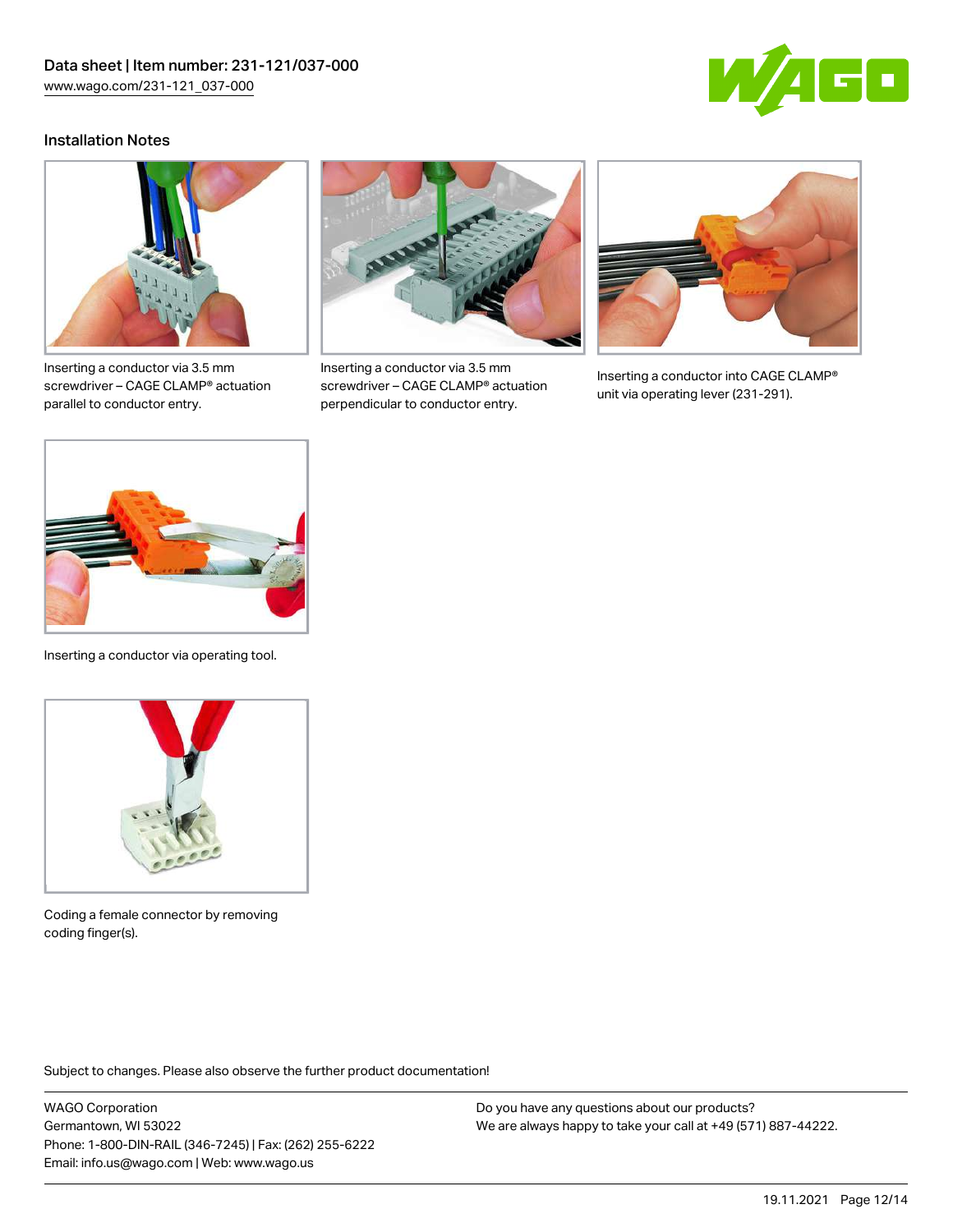## Installation Notes

Inserting a conductor via 3.5 mm screwdriver – CAGE CLAMP® actuation parallel to conductor entry.

Inserting a conductor via 3.5 mm screwdriver – CAGE CLAMP® actuation perpendicular to conductor entry.

Inserting a conductor into CAGE CLAMP® unit via operating lever (231-291).

Inserting a conductor via operating tool.

Coding a female connector by removing coding finger(s).

Subject to changes. Please also observe the further product documentation!

WAGO Corporation
Germantown, WI 53022
Phone: 1-800-DIN-RAIL (346-7245) | Fax: (262) 255-6222
Email: info.us@wago.com | Web: www.wago.us

Do you have any questions about our products?
We are always happy to take your call at +49 (571) 887-44222.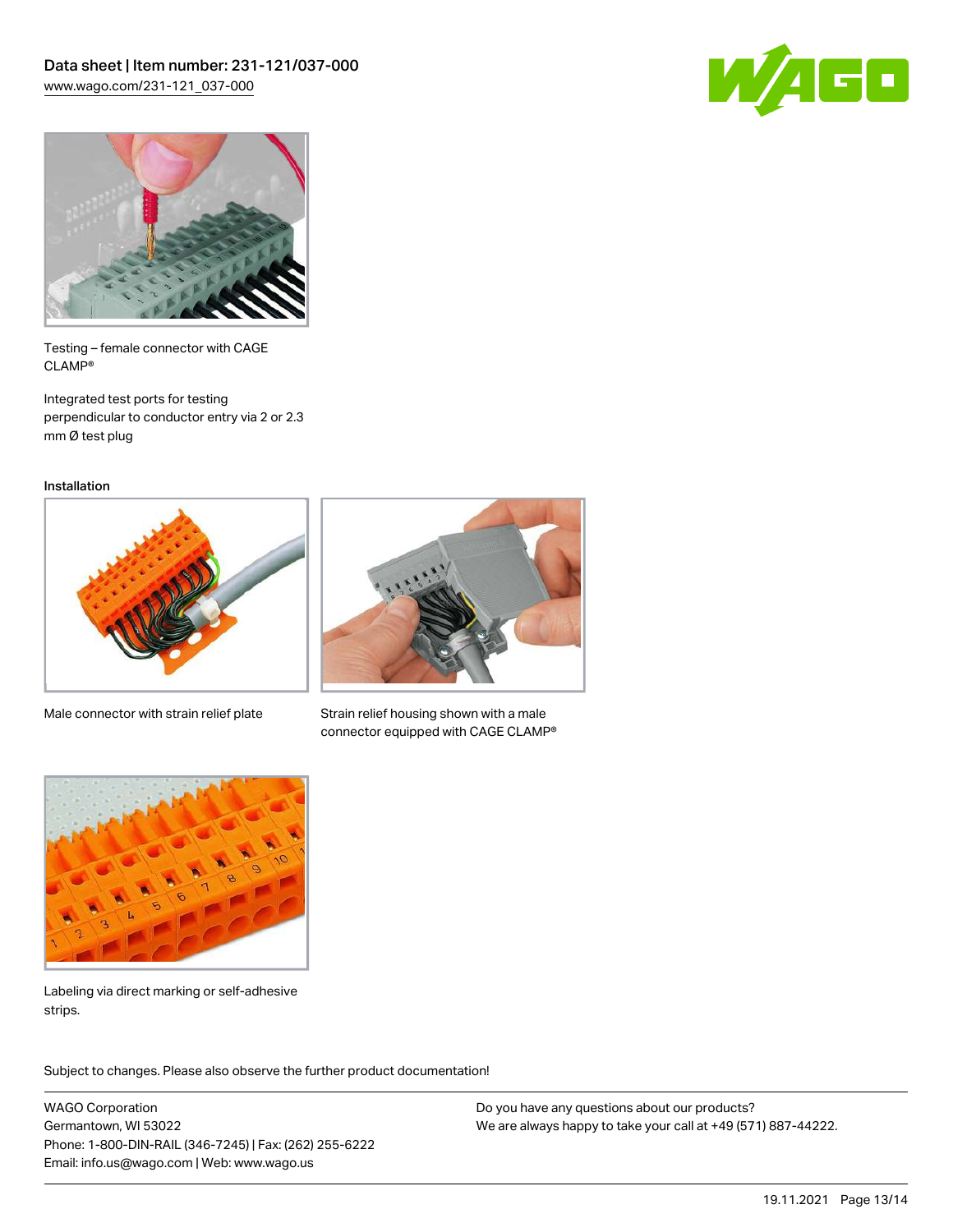Testing – female connector with CAGE CLAMP®

Integrated test ports for testing perpendicular to conductor entry via 2 or 2.3 mm Ø test plug

Installation

Male connector with strain relief plate

Strain relief housing shown with a male connector equipped with CAGE CLAMP®

Labeling via direct marking or self-adhesive strips.

Subject to changes. Please also observe the further product documentation!

WAGO Corporation
Germantown, WI 53022
Phone: 1-800-DIN-RAIL (346-7245) | Fax: (262) 255-6222
Email: info.us@wago.com | Web: www.wago.us

Do you have any questions about our products?
We are always happy to take your call at +49 (571) 887-44222.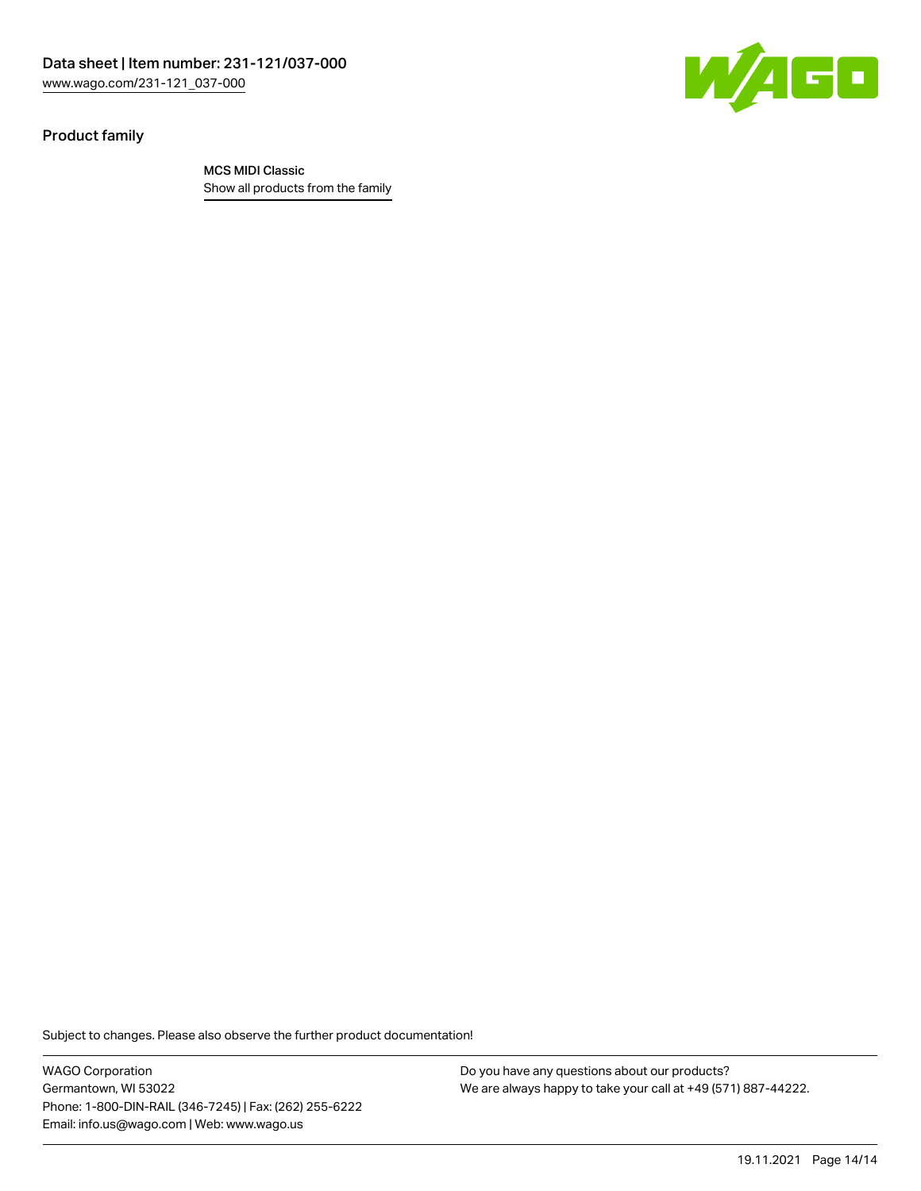## Product family

MCS MIDI Classic
Show all products from the family

Subject to changes. Please also observe the further product documentation!